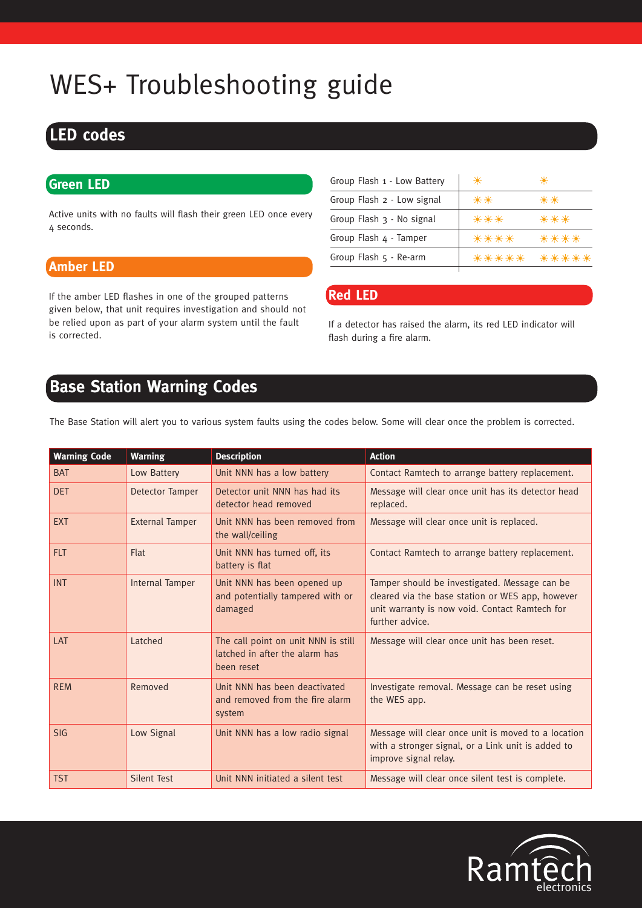# WES+ Troubleshooting guide

## LED codes

### Green LED

Active units with no faults will flash their green LED once every 4 seconds.

### Amber LED

If the amber LED flashes in one of the grouped patterns given below, that unit requires investigation and should not be relied upon as part of your alarm system until the fault is corrected.

| Pattern | | |
|---|---|---|
| Group Flash 1 - Low Battery | ☀ | ☀ |
| Group Flash 2 - Low signal | ☀☀ | ☀☀ |
| Group Flash 3 - No signal | ☀☀☀ | ☀☀☀ |
| Group Flash 4 - Tamper | ☀☀☀☀ | ☀☀☀☀ |
| Group Flash 5 - Re-arm | ☀☀☀☀☀ | ☀☀☀☀☀ |

### Red LED

If a detector has raised the alarm, its red LED indicator will flash during a fire alarm.

## Base Station Warning Codes

The Base Station will alert you to various system faults using the codes below. Some will clear once the problem is corrected.

| Warning Code | Warning | Description | Action |
|---|---|---|---|
| BAT | Low Battery | Unit NNN has a low battery | Contact Ramtech to arrange battery replacement. |
| DET | Detector Tamper | Detector unit NNN has had its detector head removed | Message will clear once unit has its detector head replaced. |
| EXT | External Tamper | Unit NNN has been removed from the wall/ceiling | Message will clear once unit is replaced. |
| FLT | Flat | Unit NNN has turned off, its battery is flat | Contact Ramtech to arrange battery replacement. |
| INT | Internal Tamper | Unit NNN has been opened up and potentially tampered with or damaged | Tamper should be investigated. Message can be cleared via the base station or WES app, however unit warranty is now void. Contact Ramtech for further advice. |
| LAT | Latched | The call point on unit NNN is still latched in after the alarm has been reset | Message will clear once unit has been reset. |
| REM | Removed | Unit NNN has been deactivated and removed from the fire alarm system | Investigate removal. Message can be reset using the WES app. |
| SIG | Low Signal | Unit NNN has a low radio signal | Message will clear once unit is moved to a location with a stronger signal, or a Link unit is added to improve signal relay. |
| TST | Silent Test | Unit NNN initiated a silent test | Message will clear once silent test is complete. |

Ramtech electronics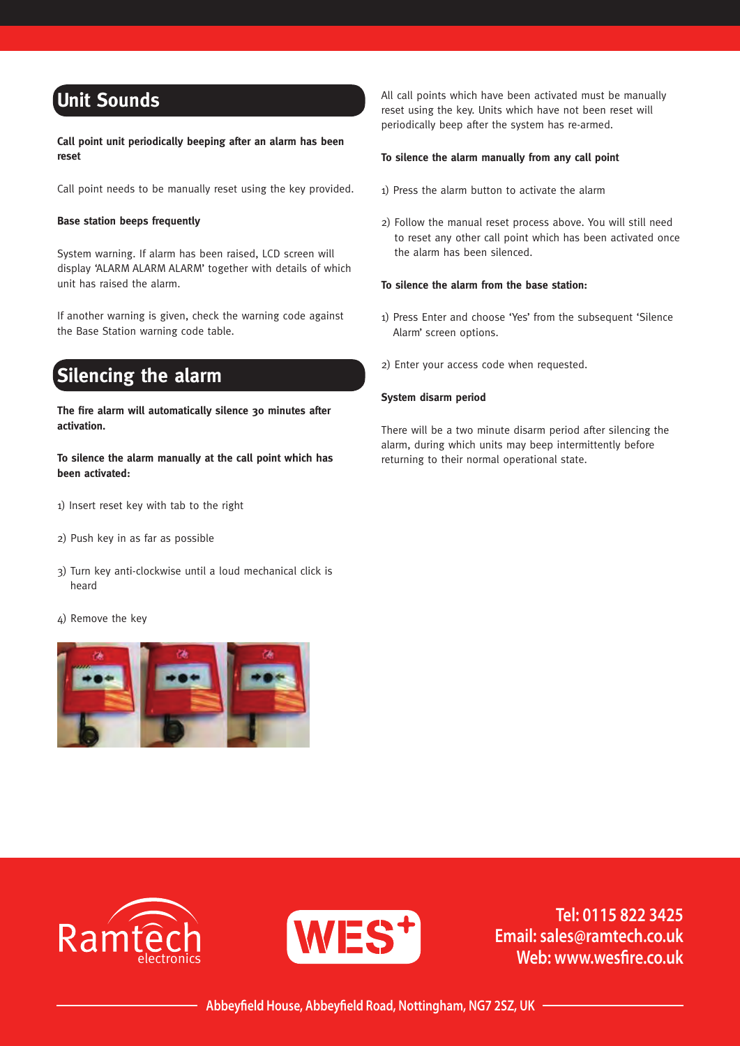## Unit Sounds

**Call point unit periodically beeping after an alarm has been reset**

Call point needs to be manually reset using the key provided.

**Base station beeps frequently**

System warning. If alarm has been raised, LCD screen will display 'ALARM ALARM ALARM' together with details of which unit has raised the alarm.

If another warning is given, check the warning code against the Base Station warning code table.

## Silencing the alarm

**The fire alarm will automatically silence 30 minutes after activation.**

**To silence the alarm manually at the call point which has been activated:**

1) Insert reset key with tab to the right

2) Push key in as far as possible

3) Turn key anti-clockwise until a loud mechanical click is heard

4) Remove the key

All call points which have been activated must be manually reset using the key. Units which have not been reset will periodically beep after the system has re-armed.

**To silence the alarm manually from any call point**

1) Press the alarm button to activate the alarm

2) Follow the manual reset process above. You will still need to reset any other call point which has been activated once the alarm has been silenced.

**To silence the alarm from the base station:**

1) Press Enter and choose 'Yes' from the subsequent 'Silence Alarm' screen options.

2) Enter your access code when requested.

**System disarm period**

There will be a two minute disarm period after silencing the alarm, during which units may beep intermittently before returning to their normal operational state.

Ramtech electronics

WES+

**Tel: 0115 822 3425**
**Email: sales@ramtech.co.uk**
**Web: www.wesfire.co.uk**

**Abbeyfield House, Abbeyfield Road, Nottingham, NG7 2SZ, UK**